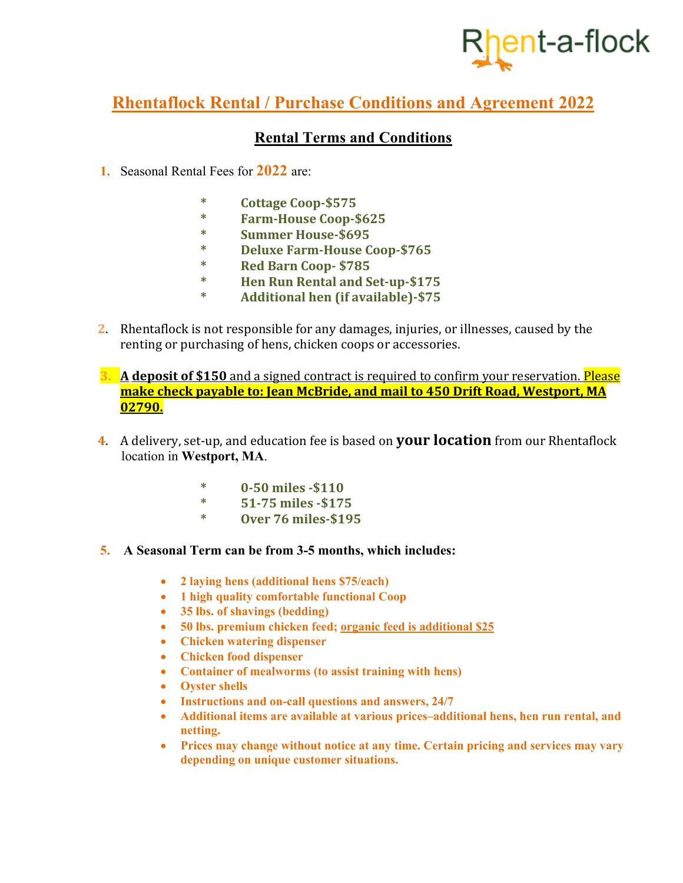Rhent-a-flock

# Rhentaflock Rental / Purchase Conditions and Agreement 2022

## Rental Terms and Conditions

1. Seasonal Rental Fees for **2022** are:

   * **Cottage Coop-$575**
   * **Farm-House Coop-$625**
   * **Summer House-$695**
   * **Deluxe Farm-House Coop-$765**
   * **Red Barn Coop- $785**
   * **Hen Run Rental and Set-up-$175**
   * **Additional hen (if available)-$75**

2. Rhentaflock is not responsible for any damages, injuries, or illnesses, caused by the renting or purchasing of hens, chicken coops or accessories.

3. **A deposit of $150** and a signed contract is required to confirm your reservation. **Please make check payable to: Jean McBride, and mail to 450 Drift Road, Westport, MA 02790.**

4. A delivery, set-up, and education fee is based on **your location** from our Rhentaflock location in **Westport, MA**.

   * **0-50 miles -$110**
   * **51-75 miles -$175**
   * **Over 76 miles-$195**

5. **A Seasonal Term can be from 3-5 months, which includes:**

   - **2 laying hens (additional hens $75/each)**
   - **1 high quality comfortable functional Coop**
   - **35 lbs. of shavings (bedding)**
   - **50 lbs. premium chicken feed; organic feed is additional $25**
   - **Chicken watering dispenser**
   - **Chicken food dispenser**
   - **Container of mealworms (to assist training with hens)**
   - **Oyster shells**
   - **Instructions and on-call questions and answers, 24/7**
   - **Additional items are available at various prices–additional hens, hen run rental, and netting.**
   - **Prices may change without notice at any time. Certain pricing and services may vary depending on unique customer situations.**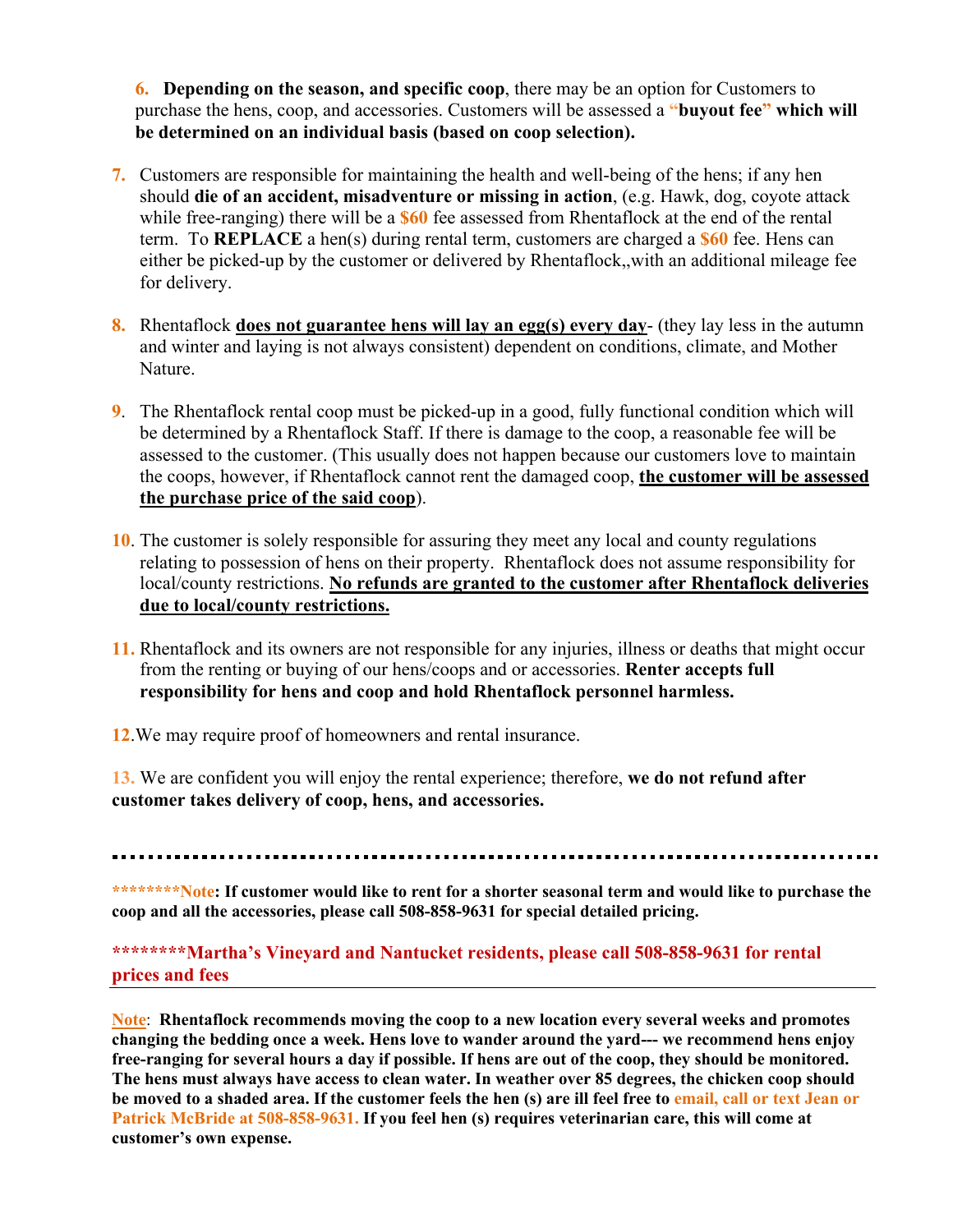6. **Depending on the season, and specific coop**, there may be an option for Customers to purchase the hens, coop, and accessories. Customers will be assessed a **"buyout fee" which will be determined on an individual basis (based on coop selection).**

7. Customers are responsible for maintaining the health and well-being of the hens; if any hen should **die of an accident, misadventure or missing in action**, (e.g. Hawk, dog, coyote attack while free-ranging) there will be a **$60** fee assessed from Rhentaflock at the end of the rental term. To **REPLACE** a hen(s) during rental term, customers are charged a **$60** fee. Hens can either be picked-up by the customer or delivered by Rhentaflock,,with an additional mileage fee for delivery.

8. Rhentaflock **does not guarantee hens will lay an egg(s) every day**- (they lay less in the autumn and winter and laying is not always consistent) dependent on conditions, climate, and Mother Nature.

9. The Rhentaflock rental coop must be picked-up in a good, fully functional condition which will be determined by a Rhentaflock Staff. If there is damage to the coop, a reasonable fee will be assessed to the customer. (This usually does not happen because our customers love to maintain the coops, however, if Rhentaflock cannot rent the damaged coop, **the customer will be assessed the purchase price of the said coop**).

10. The customer is solely responsible for assuring they meet any local and county regulations relating to possession of hens on their property. Rhentaflock does not assume responsibility for local/county restrictions. **No refunds are granted to the customer after Rhentaflock deliveries due to local/county restrictions.**

11. Rhentaflock and its owners are not responsible for any injuries, illness or deaths that might occur from the renting or buying of our hens/coops and or accessories. **Renter accepts full responsibility for hens and coop and hold Rhentaflock personnel harmless.**

12. We may require proof of homeowners and rental insurance.

13. We are confident you will enjoy the rental experience; therefore, **we do not refund after customer takes delivery of coop, hens, and accessories.**

---

**********Note: If customer would like to rent for a shorter seasonal term and would like to purchase the coop and all the accessories, please call 508-858-9631 for special detailed pricing.**

**********Martha's Vineyard and Nantucket residents, please call 508-858-9631 for rental prices and fees**

---

**Note: Rhentaflock recommends moving the coop to a new location every several weeks and promotes changing the bedding once a week. Hens love to wander around the yard--- we recommend hens enjoy free-ranging for several hours a day if possible. If hens are out of the coop, they should be monitored. The hens must always have access to clean water. In weather over 85 degrees, the chicken coop should be moved to a shaded area. If the customer feels the hen (s) are ill feel free to email, call or text Jean or Patrick McBride at 508-858-9631. If you feel hen (s) requires veterinarian care, this will come at customer's own expense.**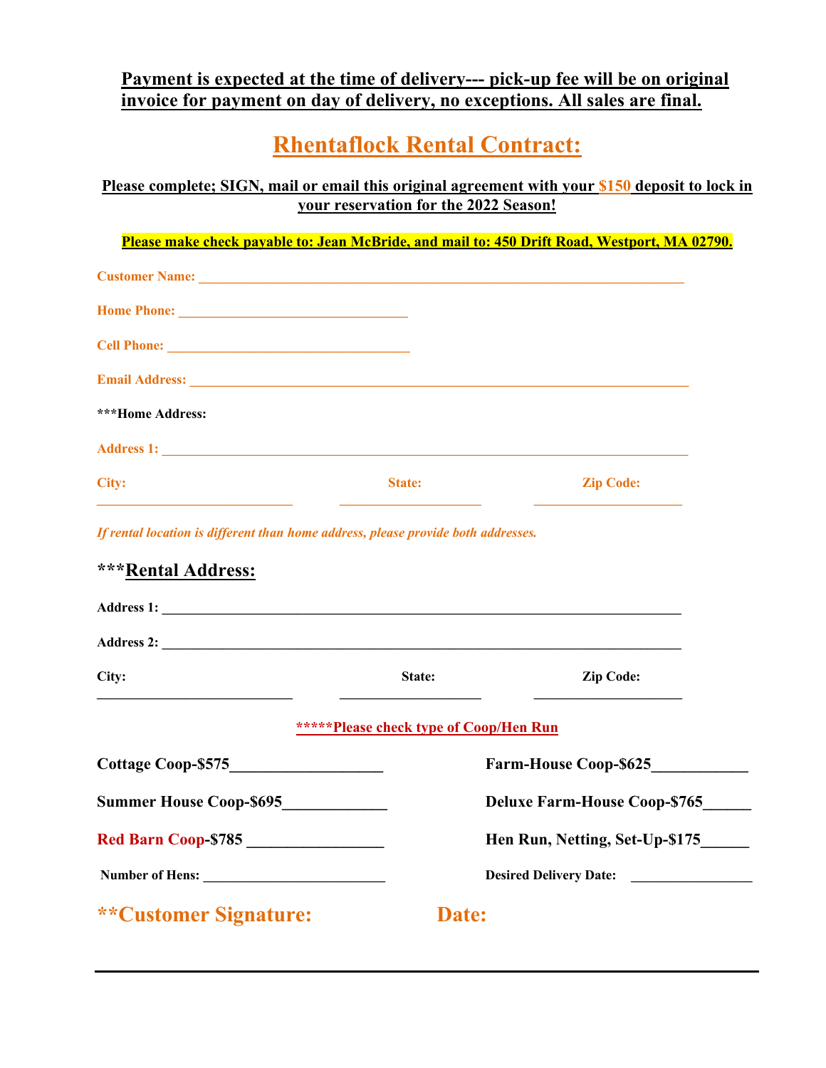**Payment is expected at the time of delivery--- pick-up fee will be on original invoice for payment on day of delivery, no exceptions. All sales are final.**

# Rhentaflock Rental Contract:

**Please complete; SIGN, mail or email this original agreement with your $150 deposit to lock in your reservation for the 2022 Season!**

**Please make check payable to: Jean McBride, and mail to: 450 Drift Road, Westport, MA 02790.**

**Customer Name:** ___________________________________________________________________________

**Home Phone:** ___________________________________

**Cell Phone:** _____________________________________

**Email Address:** ____________________________________________________________________________

**\*\*\*Home Address:**

**Address 1:** ________________________________________________________________________________

**City:** ____________________________ **State:** _____________________ **Zip Code:** _____________________

*If rental location is different than home address, please provide both addresses.*

## ***Rental Address:

**Address 1:** ______________________________________________________________________________

**Address 2:** ______________________________________________________________________________

**City:** ____________________________ **State:** _____________________ **Zip Code:** _____________________

**\*\*\*\*\*Please check type of Coop/Hen Run**

**Cottage Coop-$575**___________________ **Farm-House Coop-$625**____________

**Summer House Coop-$695**_____________ **Deluxe Farm-House Coop-$765**______

**Red Barn Coop-$785** _________________ **Hen Run, Netting, Set-Up-$175**______

**Number of Hens:** __________________________ **Desired Delivery Date:** _________________

## **Customer Signature: Date: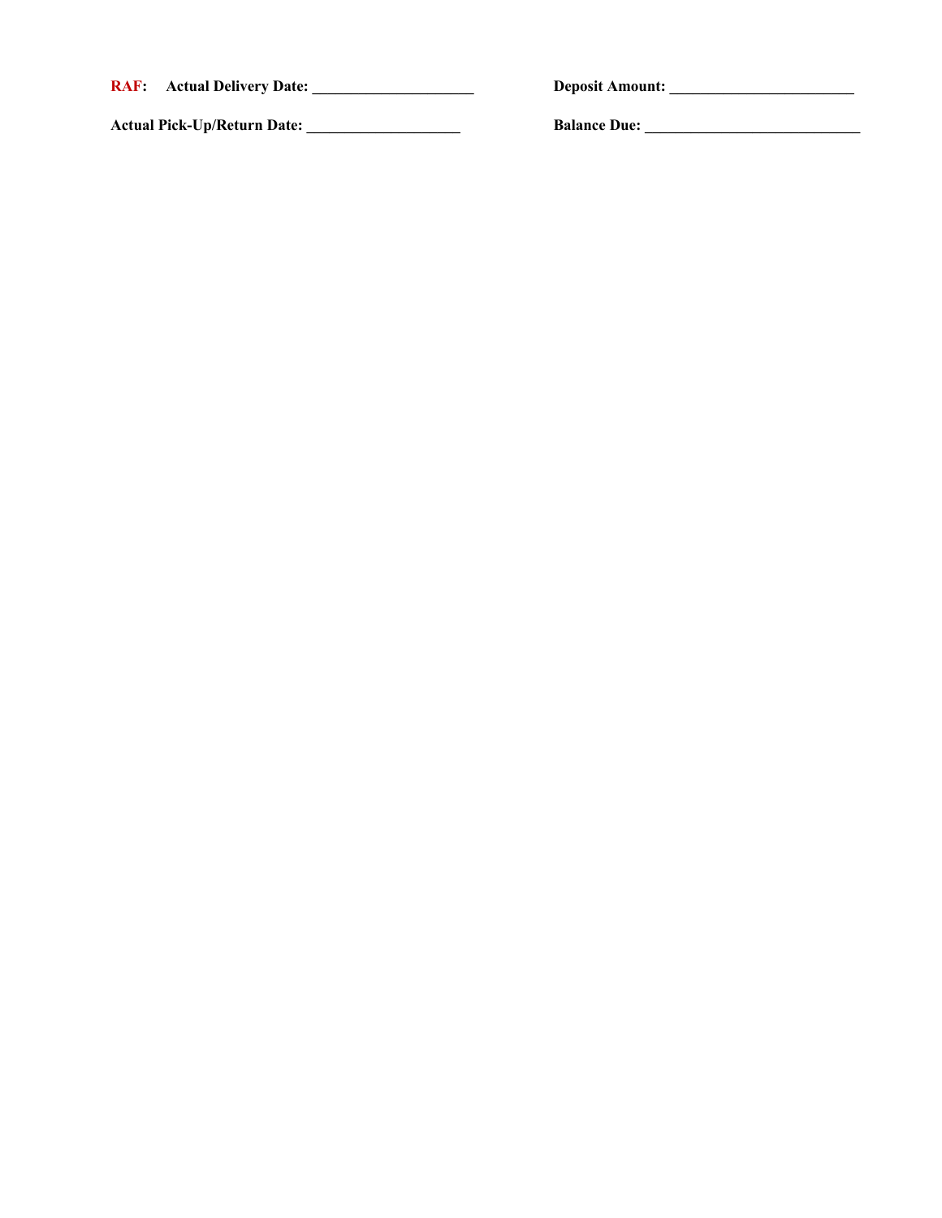**RAF**: **Actual Delivery Date: ____________________** **Deposit Amount: _______________________**

**Actual Pick-Up/Return Date: ___________________** **Balance Due: ___________________________**